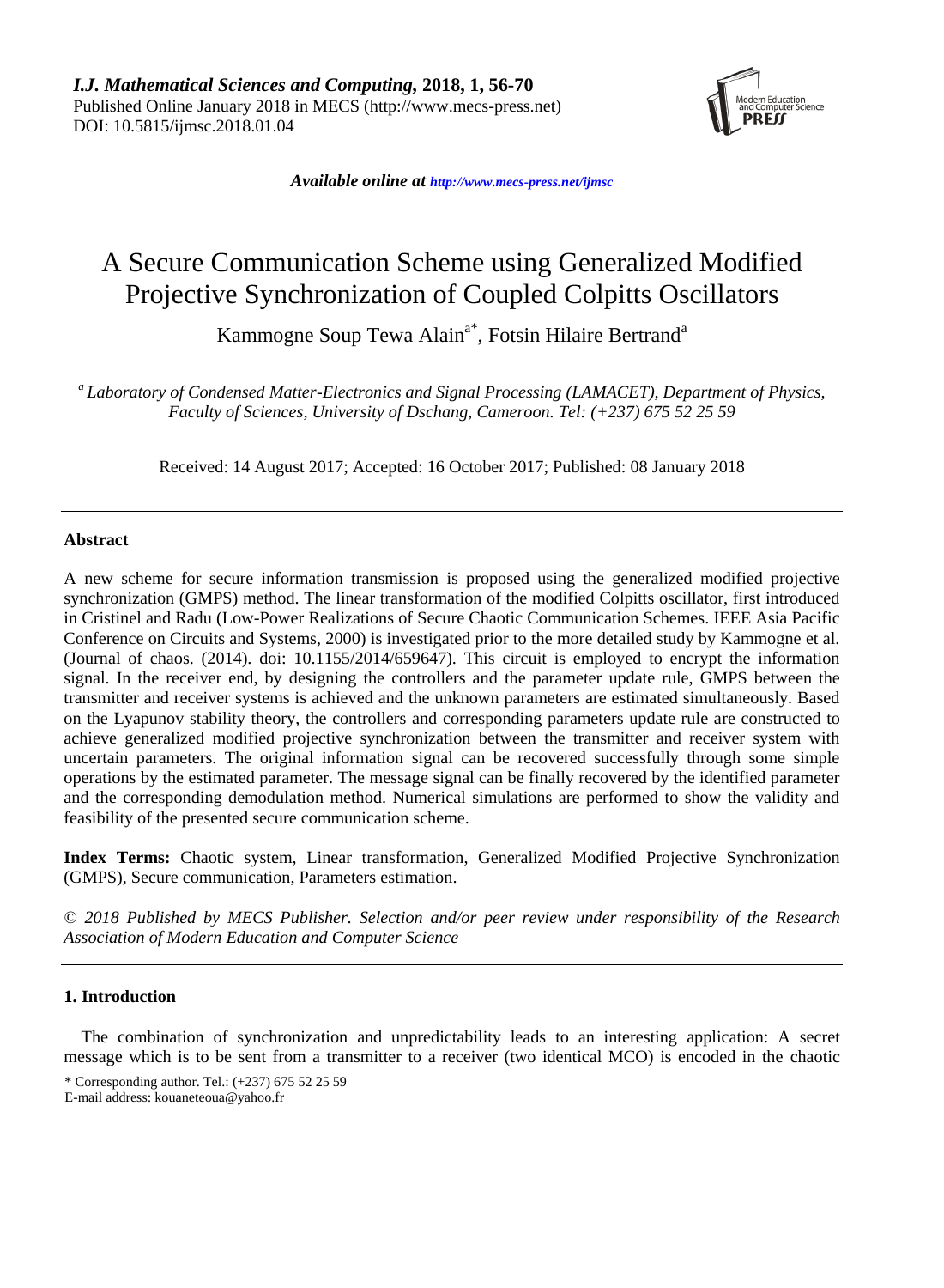*I.J. Mathematical Sciences and Computing*, **2018, 1, 56-70**
Published Online January 2018 in MECS (http://www.mecs-press.net)
DOI: 10.5815/ijmsc.2018.01.04

*Available online at http://www.mecs-press.net/ijmsc*

# A Secure Communication Scheme using Generalized Modified Projective Synchronization of Coupled Colpitts Oscillators

Kammogne Soup Tewa Alain[a*], Fotsin Hilaire Bertrand[a]

[a] *Laboratory of Condensed Matter-Electronics and Signal Processing (LAMACET), Department of Physics, Faculty of Sciences, University of Dschang, Cameroon. Tel: (+237) 675 52 25 59*

Received: 14 August 2017; Accepted: 16 October 2017; Published: 08 January 2018

---

## Abstract

A new scheme for secure information transmission is proposed using the generalized modified projective synchronization (GMPS) method. The linear transformation of the modified Colpitts oscillator, first introduced in Cristinel and Radu (Low-Power Realizations of Secure Chaotic Communication Schemes. IEEE Asia Pacific Conference on Circuits and Systems, 2000) is investigated prior to the more detailed study by Kammogne et al. (Journal of chaos. (2014). doi: 10.1155/2014/659647). This circuit is employed to encrypt the information signal. In the receiver end, by designing the controllers and the parameter update rule, GMPS between the transmitter and receiver systems is achieved and the unknown parameters are estimated simultaneously. Based on the Lyapunov stability theory, the controllers and corresponding parameters update rule are constructed to achieve generalized modified projective synchronization between the transmitter and receiver system with uncertain parameters. The original information signal can be recovered successfully through some simple operations by the estimated parameter. The message signal can be finally recovered by the identified parameter and the corresponding demodulation method. Numerical simulations are performed to show the validity and feasibility of the presented secure communication scheme.

**Index Terms:** Chaotic system, Linear transformation, Generalized Modified Projective Synchronization (GMPS), Secure communication, Parameters estimation.

*© 2018 Published by MECS Publisher. Selection and/or peer review under responsibility of the Research Association of Modern Education and Computer Science*

---

## 1. Introduction

The combination of synchronization and unpredictability leads to an interesting application: A secret message which is to be sent from a transmitter to a receiver (two identical MCO) is encoded in the chaotic

\* Corresponding author. Tel.: (+237) 675 52 25 59
E-mail address: kouaneteoua@yahoo.fr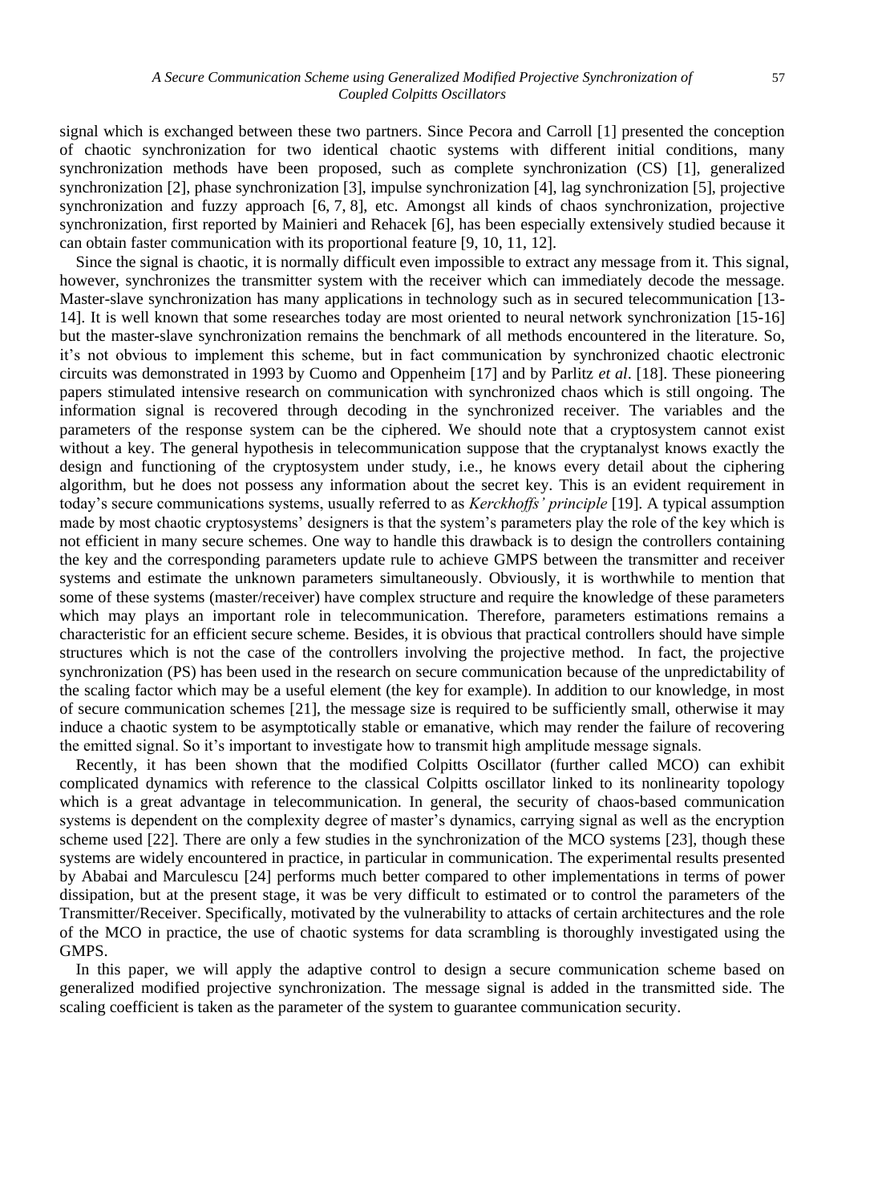signal which is exchanged between these two partners. Since Pecora and Carroll [1] presented the conception of chaotic synchronization for two identical chaotic systems with different initial conditions, many synchronization methods have been proposed, such as complete synchronization (CS) [1], generalized synchronization [2], phase synchronization [3], impulse synchronization [4], lag synchronization [5], projective synchronization and fuzzy approach [6, 7, 8], etc. Amongst all kinds of chaos synchronization, projective synchronization, first reported by Mainieri and Rehacek [6], has been especially extensively studied because it can obtain faster communication with its proportional feature [9, 10, 11, 12].

Since the signal is chaotic, it is normally difficult even impossible to extract any message from it. This signal, however, synchronizes the transmitter system with the receiver which can immediately decode the message. Master-slave synchronization has many applications in technology such as in secured telecommunication [13-14]. It is well known that some researches today are most oriented to neural network synchronization [15-16] but the master-slave synchronization remains the benchmark of all methods encountered in the literature. So, it's not obvious to implement this scheme, but in fact communication by synchronized chaotic electronic circuits was demonstrated in 1993 by Cuomo and Oppenheim [17] and by Parlitz *et al*. [18]. These pioneering papers stimulated intensive research on communication with synchronized chaos which is still ongoing. The information signal is recovered through decoding in the synchronized receiver. The variables and the parameters of the response system can be the ciphered. We should note that a cryptosystem cannot exist without a key. The general hypothesis in telecommunication suppose that the cryptanalyst knows exactly the design and functioning of the cryptosystem under study, i.e., he knows every detail about the ciphering algorithm, but he does not possess any information about the secret key. This is an evident requirement in today's secure communications systems, usually referred to as *Kerckhoffs' principle* [19]. A typical assumption made by most chaotic cryptosystems' designers is that the system's parameters play the role of the key which is not efficient in many secure schemes. One way to handle this drawback is to design the controllers containing the key and the corresponding parameters update rule to achieve GMPS between the transmitter and receiver systems and estimate the unknown parameters simultaneously. Obviously, it is worthwhile to mention that some of these systems (master/receiver) have complex structure and require the knowledge of these parameters which may plays an important role in telecommunication. Therefore, parameters estimations remains a characteristic for an efficient secure scheme. Besides, it is obvious that practical controllers should have simple structures which is not the case of the controllers involving the projective method. In fact, the projective synchronization (PS) has been used in the research on secure communication because of the unpredictability of the scaling factor which may be a useful element (the key for example). In addition to our knowledge, in most of secure communication schemes [21], the message size is required to be sufficiently small, otherwise it may induce a chaotic system to be asymptotically stable or emanative, which may render the failure of recovering the emitted signal. So it's important to investigate how to transmit high amplitude message signals.

Recently, it has been shown that the modified Colpitts Oscillator (further called MCO) can exhibit complicated dynamics with reference to the classical Colpitts oscillator linked to its nonlinearity topology which is a great advantage in telecommunication. In general, the security of chaos-based communication systems is dependent on the complexity degree of master's dynamics, carrying signal as well as the encryption scheme used [22]. There are only a few studies in the synchronization of the MCO systems [23], though these systems are widely encountered in practice, in particular in communication. The experimental results presented by Ababai and Marculescu [24] performs much better compared to other implementations in terms of power dissipation, but at the present stage, it was be very difficult to estimated or to control the parameters of the Transmitter/Receiver. Specifically, motivated by the vulnerability to attacks of certain architectures and the role of the MCO in practice, the use of chaotic systems for data scrambling is thoroughly investigated using the GMPS.

In this paper, we will apply the adaptive control to design a secure communication scheme based on generalized modified projective synchronization. The message signal is added in the transmitted side. The scaling coefficient is taken as the parameter of the system to guarantee communication security.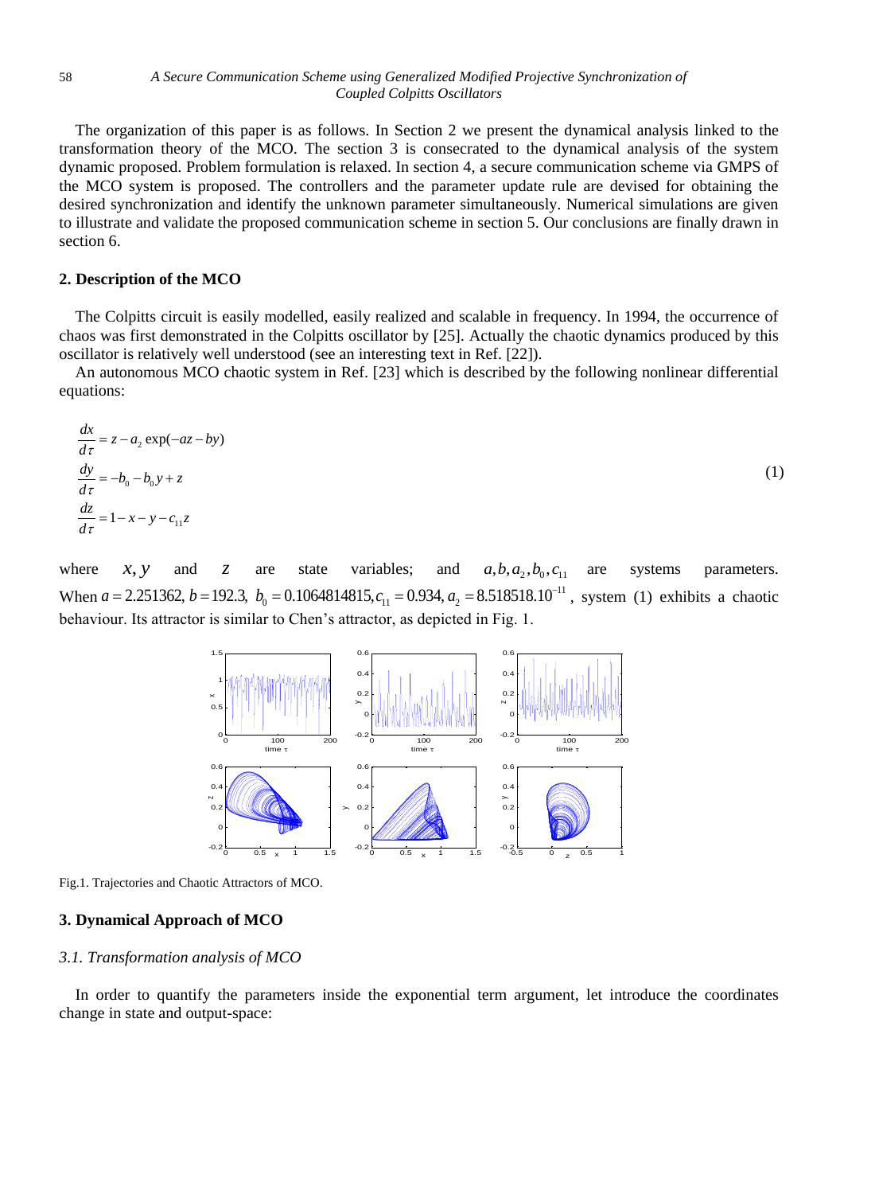The organization of this paper is as follows. In Section 2 we present the dynamical analysis linked to the transformation theory of the MCO. The section 3 is consecrated to the dynamical analysis of the system dynamic proposed. Problem formulation is relaxed. In section 4, a secure communication scheme via GMPS of the MCO system is proposed. The controllers and the parameter update rule are devised for obtaining the desired synchronization and identify the unknown parameter simultaneously. Numerical simulations are given to illustrate and validate the proposed communication scheme in section 5. Our conclusions are finally drawn in section 6.

## 2. Description of the MCO

The Colpitts circuit is easily modelled, easily realized and scalable in frequency. In 1994, the occurrence of chaos was first demonstrated in the Colpitts oscillator by [25]. Actually the chaotic dynamics produced by this oscillator is relatively well understood (see an interesting text in Ref. [22]).

An autonomous MCO chaotic system in Ref. [23] which is described by the following nonlinear differential equations:

$$
\begin{aligned}
\frac{dx}{d\tau} &= z - a_2 \exp(-az - by) \\
\frac{dy}{d\tau} &= -b_0 - b_0 y + z \\
\frac{dz}{d\tau} &= 1 - x - y - c_{11} z
\end{aligned}
\tag{1}
$$

where $x, y$ and $z$ are state variables; and $a, b, a_2, b_0, c_{11}$ are systems parameters. When $a = 2.251362,\ b = 192.3,\ b_0 = 0.1064814815, c_{11} = 0.934, a_2 = 8.518518.10^{-11}$, system (1) exhibits a chaotic behaviour. Its attractor is similar to Chen's attractor, as depicted in Fig. 1.

Fig.1. Trajectories and Chaotic Attractors of MCO.

## 3. Dynamical Approach of MCO

### 3.1. Transformation analysis of MCO

In order to quantify the parameters inside the exponential term argument, let introduce the coordinates change in state and output-space: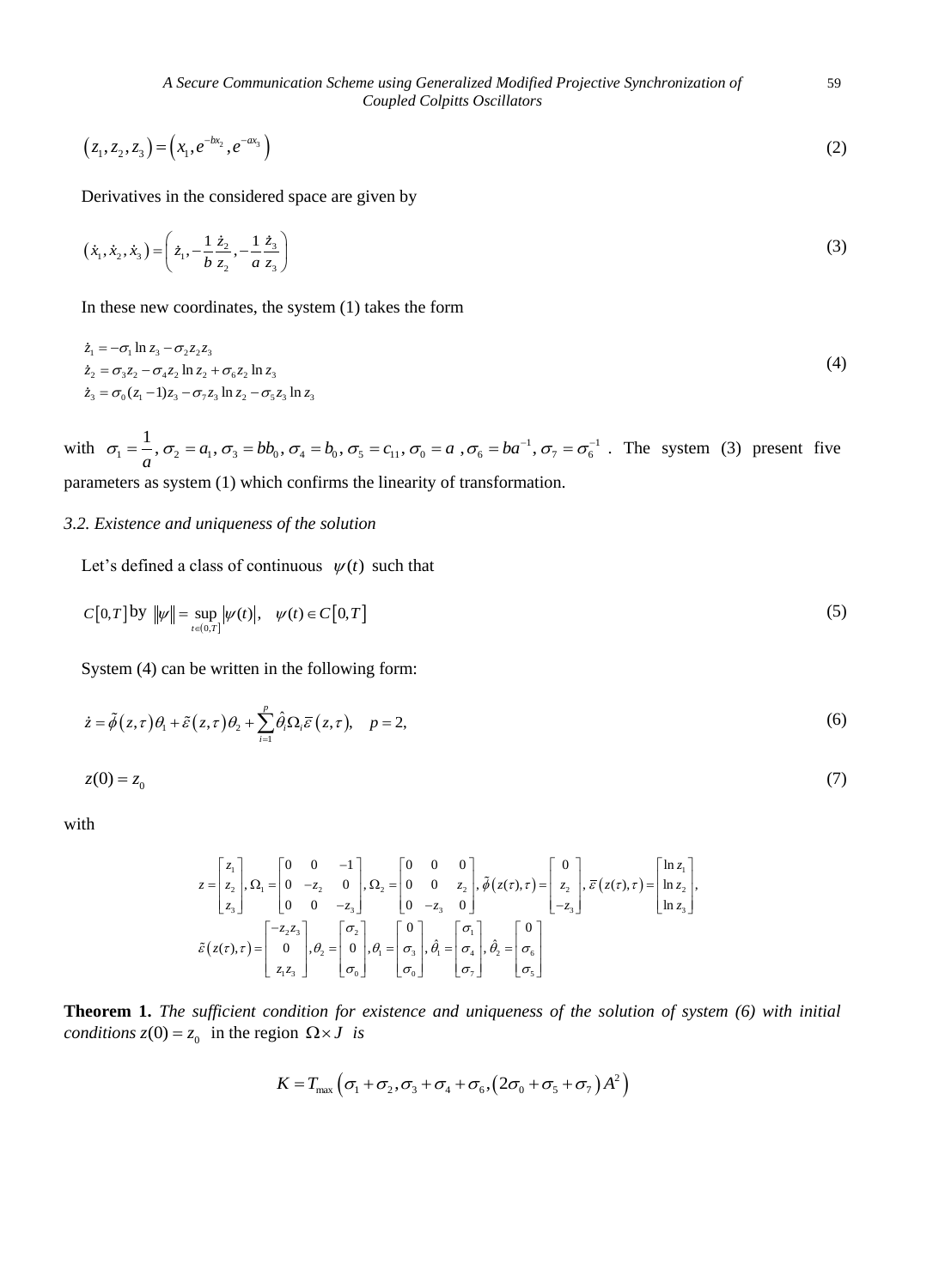$$\left(z_1, z_2, z_3\right) = \left(x_1, e^{-bx_2}, e^{-ax_3}\right) \tag{2}$$

Derivatives in the considered space are given by

$$\left(\dot{x}_1, \dot{x}_2, \dot{x}_3\right) = \left(\dot{z}_1, -\frac{1}{b}\frac{\dot{z}_2}{z_2}, -\frac{1}{a}\frac{\dot{z}_3}{z_3}\right) \tag{3}$$

In these new coordinates, the system (1) takes the form

$$\begin{aligned}
\dot{z}_1 &= -\sigma_1 \ln z_3 - \sigma_2 z_2 z_3 \\
\dot{z}_2 &= \sigma_3 z_2 - \sigma_4 z_2 \ln z_2 + \sigma_6 z_2 \ln z_3 \\
\dot{z}_3 &= \sigma_0 (z_1 - 1) z_3 - \sigma_7 z_3 \ln z_2 - \sigma_5 z_3 \ln z_3
\end{aligned} \tag{4}$$

with $\sigma_1 = \frac{1}{a}, \sigma_2 = a_1, \sigma_3 = bb_0, \sigma_4 = b_0, \sigma_5 = c_{11}, \sigma_0 = a, \sigma_6 = ba^{-1}, \sigma_7 = \sigma_6^{-1}$. The system (3) present five parameters as system (1) which confirms the linearity of transformation.

*3.2. Existence and uniqueness of the solution*

Let's defined a class of continuous $\psi(t)$ such that

$$C[0,T] \text{ by } \|\psi\| = \sup_{t \in (0,T]} |\psi(t)|, \quad \psi(t) \in C[0,T] \tag{5}$$

System (4) can be written in the following form:

$$\dot{z} = \tilde{\phi}(z,\tau)\theta_1 + \tilde{\varepsilon}(z,\tau)\theta_2 + \sum_{i=1}^{p} \hat{\theta}_i \Omega_i \overline{\varepsilon}(z,\tau), \quad p = 2, \tag{6}$$

$$z(0) = z_0 \tag{7}$$

with

$$z = \begin{bmatrix} z_1 \\ z_2 \\ z_3 \end{bmatrix}, \Omega_1 = \begin{bmatrix} 0 & 0 & -1 \\ 0 & -z_2 & 0 \\ 0 & 0 & -z_3 \end{bmatrix}, \Omega_2 = \begin{bmatrix} 0 & 0 & 0 \\ 0 & 0 & z_2 \\ 0 & -z_3 & 0 \end{bmatrix}, \tilde{\phi}(z(\tau),\tau) = \begin{bmatrix} 0 \\ z_2 \\ -z_3 \end{bmatrix}, \overline{\varepsilon}(z(\tau),\tau) = \begin{bmatrix} \ln z_1 \\ \ln z_2 \\ \ln z_3 \end{bmatrix},$$

$$\tilde{\varepsilon}(z(\tau),\tau) = \begin{bmatrix} -z_2 z_3 \\ 0 \\ z_1 z_3 \end{bmatrix}, \theta_2 = \begin{bmatrix} \sigma_2 \\ 0 \\ \sigma_0 \end{bmatrix}, \theta_1 = \begin{bmatrix} 0 \\ \sigma_3 \\ \sigma_0 \end{bmatrix}, \hat{\theta}_1 = \begin{bmatrix} \sigma_1 \\ \sigma_4 \\ \sigma_7 \end{bmatrix}, \hat{\theta}_2 = \begin{bmatrix} 0 \\ \sigma_6 \\ \sigma_5 \end{bmatrix}$$

**Theorem 1.** *The sufficient condition for existence and uniqueness of the solution of system (6) with initial conditions* $z(0) = z_0$ in the region $\Omega \times J$ *is*

$$K = T_{\max}\left(\sigma_1 + \sigma_2, \sigma_3 + \sigma_4 + \sigma_6, \left(2\sigma_0 + \sigma_5 + \sigma_7\right)A^2\right)$$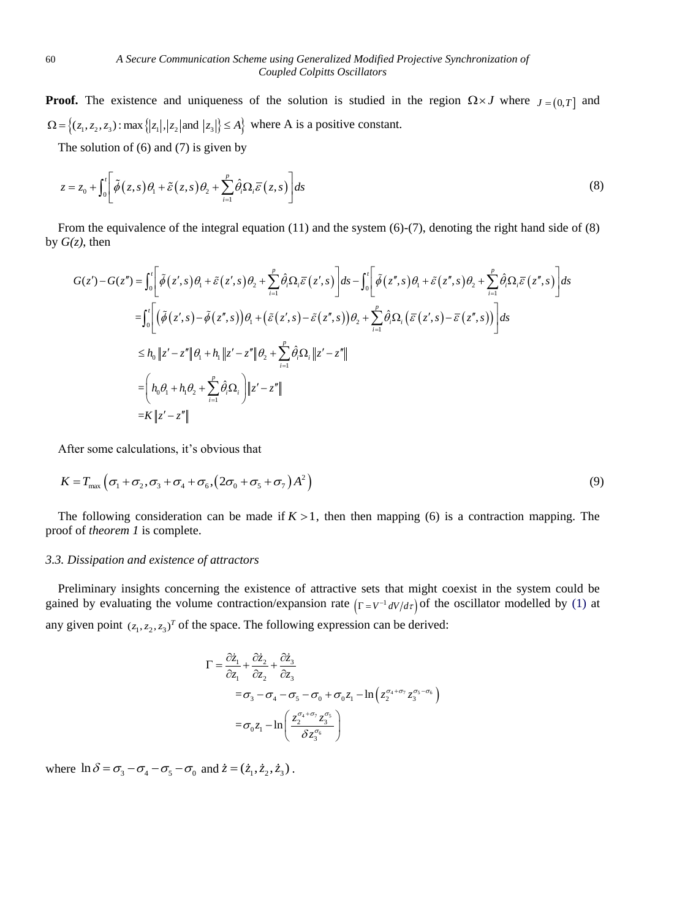**Proof.** The existence and uniqueness of the solution is studied in the region $\Omega \times J$ where $J = (0, T]$ and $\Omega = \{(z_1, z_2, z_3) : \max\{|z_1|, |z_2| \text{and } |z_3|\} \le A\}$ where A is a positive constant.

The solution of (6) and (7) is given by

$$z = z_0 + \int_0^t \left[ \tilde{\phi}(z,s)\theta_1 + \tilde{\varepsilon}(z,s)\theta_2 + \sum_{i=1}^{p} \hat{\theta}_i \Omega_i \bar{\varepsilon}(z,s) \right] ds \tag{8}$$

From the equivalence of the integral equation (11) and the system (6)-(7), denoting the right hand side of (8) by *G(z)*, then

$$\begin{aligned}
G(z') - G(z'') &= \int_0^t \left[ \tilde{\phi}(z',s)\theta_1 + \tilde{\varepsilon}(z',s)\theta_2 + \sum_{i=1}^{p} \hat{\theta}_i \Omega_i \bar{\varepsilon}(z',s) \right] ds - \int_0^t \left[ \tilde{\phi}(z'',s)\theta_1 + \tilde{\varepsilon}(z'',s)\theta_2 + \sum_{i=1}^{p} \hat{\theta}_i \Omega_i \bar{\varepsilon}(z'',s) \right] ds \\
&= \int_0^t \left[ \left( \tilde{\phi}(z',s) - \tilde{\phi}(z'',s) \right)\theta_1 + \left( \tilde{\varepsilon}(z',s) - \tilde{\varepsilon}(z'',s) \right)\theta_2 + \sum_{i=1}^{p} \hat{\theta}_i \Omega_i \left( \bar{\varepsilon}(z',s) - \bar{\varepsilon}(z'',s) \right) \right] ds \\
&\le h_0 \|z' - z''\| \theta_1 + h_1 \|z' - z''\| \theta_2 + \sum_{i=1}^{p} \hat{\theta}_i \Omega_i \|z' - z''\| \\
&= \left( h_0\theta_1 + h_1\theta_2 + \sum_{i=1}^{p} \hat{\theta}_i \Omega_i \right) \|z' - z''\| \\
&= K \|z' - z''\|
\end{aligned}$$

After some calculations, it's obvious that

$$K = T_{\max}\left( \sigma_1 + \sigma_2, \sigma_3 + \sigma_4 + \sigma_6, \left( 2\sigma_0 + \sigma_5 + \sigma_7 \right) A^2 \right) \tag{9}$$

The following consideration can be made if $K > 1$, then then mapping (6) is a contraction mapping. The proof of *theorem 1* is complete.

### *3.3. Dissipation and existence of attractors*

Preliminary insights concerning the existence of attractive sets that might coexist in the system could be gained by evaluating the volume contraction/expansion rate $\left( \Gamma = V^{-1} dV/d\tau \right)$ of the oscillator modelled by (1) at any given point $(z_1, z_2, z_3)^T$ of the space. The following expression can be derived:

$$\begin{aligned}
\Gamma &= \frac{\partial \dot{z}_1}{\partial z_1} + \frac{\partial \dot{z}_2}{\partial z_2} + \frac{\partial \dot{z}_3}{\partial z_3} \\
&= \sigma_3 - \sigma_4 - \sigma_5 - \sigma_0 + \sigma_0 z_1 - \ln\left( z_2^{\sigma_4 + \sigma_7} z_3^{\sigma_5 - \sigma_6} \right) \\
&= \sigma_0 z_1 - \ln\left( \frac{z_2^{\sigma_4 + \sigma_7} z_3^{\sigma_5}}{\delta z_3^{\sigma_6}} \right)
\end{aligned}$$

where $\ln\delta = \sigma_3 - \sigma_4 - \sigma_5 - \sigma_0$ and $\dot{z} = (\dot{z}_1, \dot{z}_2, \dot{z}_3)$.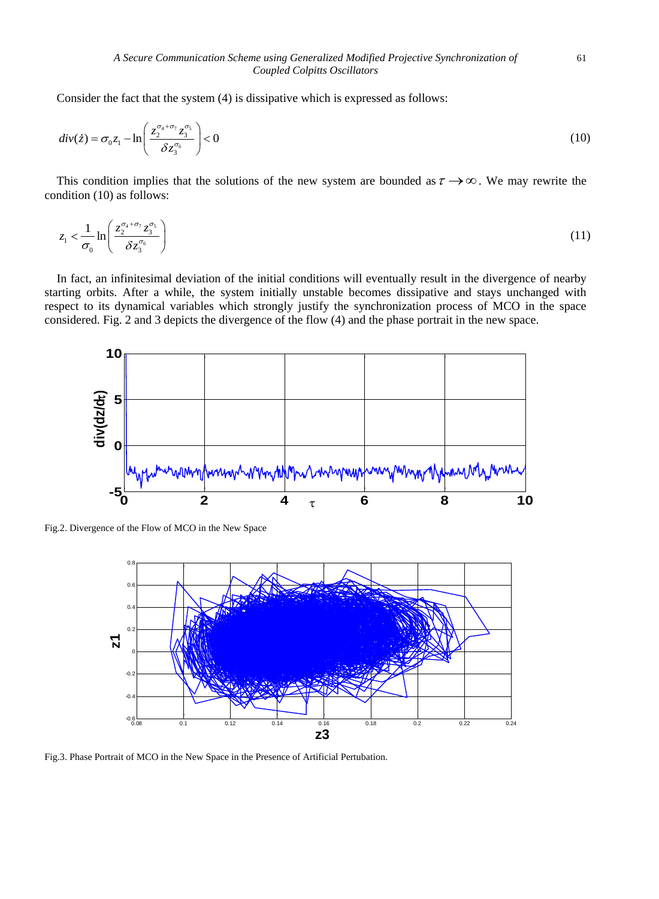Consider the fact that the system (4) is dissipative which is expressed as follows:

$$div(\dot{z}) = \sigma_0 z_1 - \ln\left(\frac{z_2^{\sigma_4+\sigma_7} z_3^{\sigma_5}}{\delta z_3^{\sigma_6}}\right) < 0 \tag{10}$$

This condition implies that the solutions of the new system are bounded as $\tau \rightarrow \infty$. We may rewrite the condition (10) as follows:

$$z_1 < \frac{1}{\sigma_0} \ln\left(\frac{z_2^{\sigma_4+\sigma_7} z_3^{\sigma_5}}{\delta z_3^{\sigma_6}}\right) \tag{11}$$

In fact, an infinitesimal deviation of the initial conditions will eventually result in the divergence of nearby starting orbits. After a while, the system initially unstable becomes dissipative and stays unchanged with respect to its dynamical variables which strongly justify the synchronization process of MCO in the space considered. Fig. 2 and 3 depicts the divergence of the flow (4) and the phase portrait in the new space.

Fig.2. Divergence of the Flow of MCO in the New Space

Fig.3. Phase Portrait of MCO in the New Space in the Presence of Artificial Pertubation.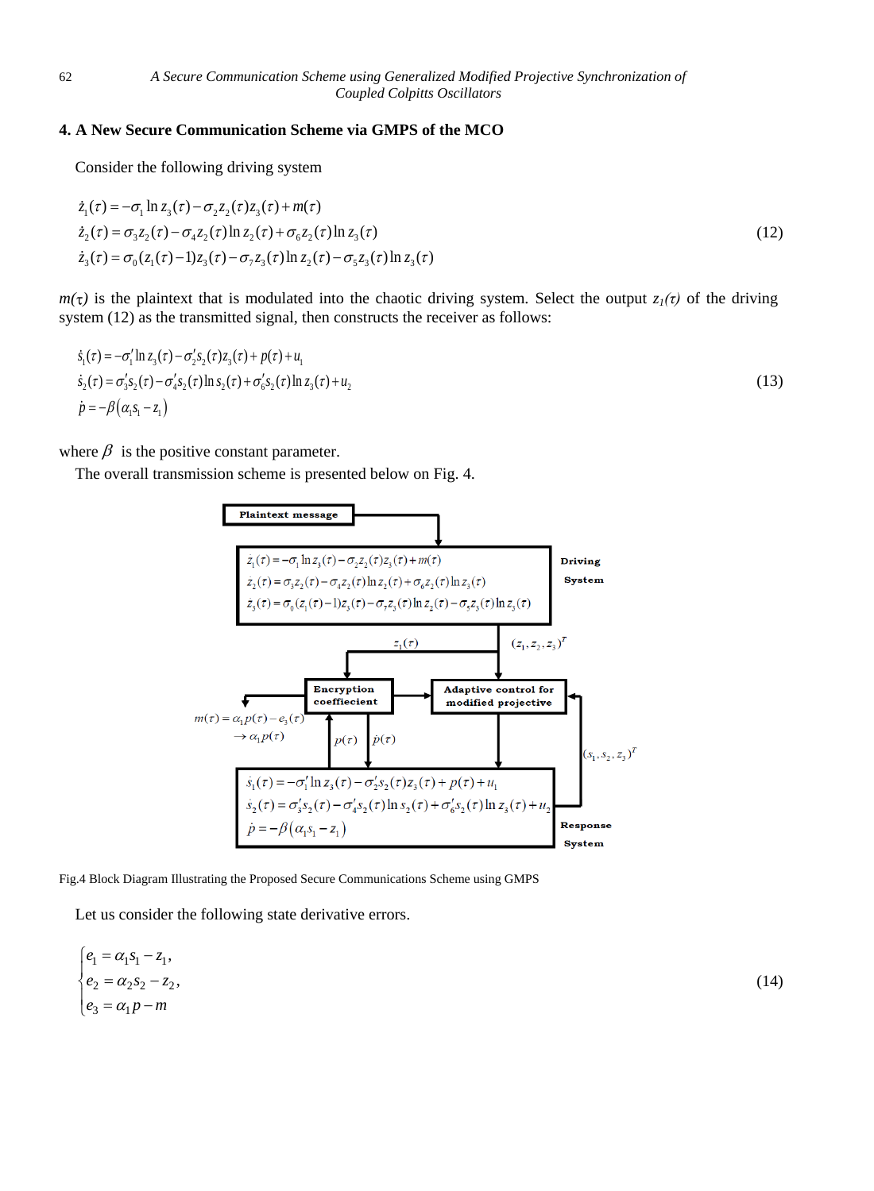## 4. A New Secure Communication Scheme via GMPS of the MCO

Consider the following driving system

$$
\begin{aligned}
\dot{z}_1(\tau) &= -\sigma_1 \ln z_3(\tau) - \sigma_2 z_2(\tau) z_3(\tau) + m(\tau) \\
\dot{z}_2(\tau) &= \sigma_3 z_2(\tau) - \sigma_4 z_2(\tau) \ln z_2(\tau) + \sigma_6 z_2(\tau) \ln z_3(\tau) \\
\dot{z}_3(\tau) &= \sigma_0 (z_1(\tau) - 1) z_3(\tau) - \sigma_7 z_3(\tau) \ln z_2(\tau) - \sigma_5 z_3(\tau) \ln z_3(\tau)
\end{aligned}
\tag{12}
$$

$m(\tau)$ is the plaintext that is modulated into the chaotic driving system. Select the output $z_1(\tau)$ of the driving system (12) as the transmitted signal, then constructs the receiver as follows:

$$
\begin{aligned}
\dot{s}_1(\tau) &= -\sigma_1' \ln z_3(\tau) - \sigma_2' s_2(\tau) z_3(\tau) + p(\tau) + u_1 \\
\dot{s}_2(\tau) &= \sigma_3' s_2(\tau) - \sigma_4' s_2(\tau) \ln s_2(\tau) + \sigma_6' s_2(\tau) \ln z_3(\tau) + u_2 \\
\dot{p} &= -\beta \left( \alpha_1 s_1 - z_1 \right)
\end{aligned}
\tag{13}
$$

where $\beta$ is the positive constant parameter.

The overall transmission scheme is presented below on Fig. 4.

Fig.4 Block Diagram Illustrating the Proposed Secure Communications Scheme using GMPS

Let us consider the following state derivative errors.

$$
\begin{cases}
e_1 = \alpha_1 s_1 - z_1, \\
e_2 = \alpha_2 s_2 - z_2, \\
e_3 = \alpha_1 p - m
\end{cases}
\tag{14}
$$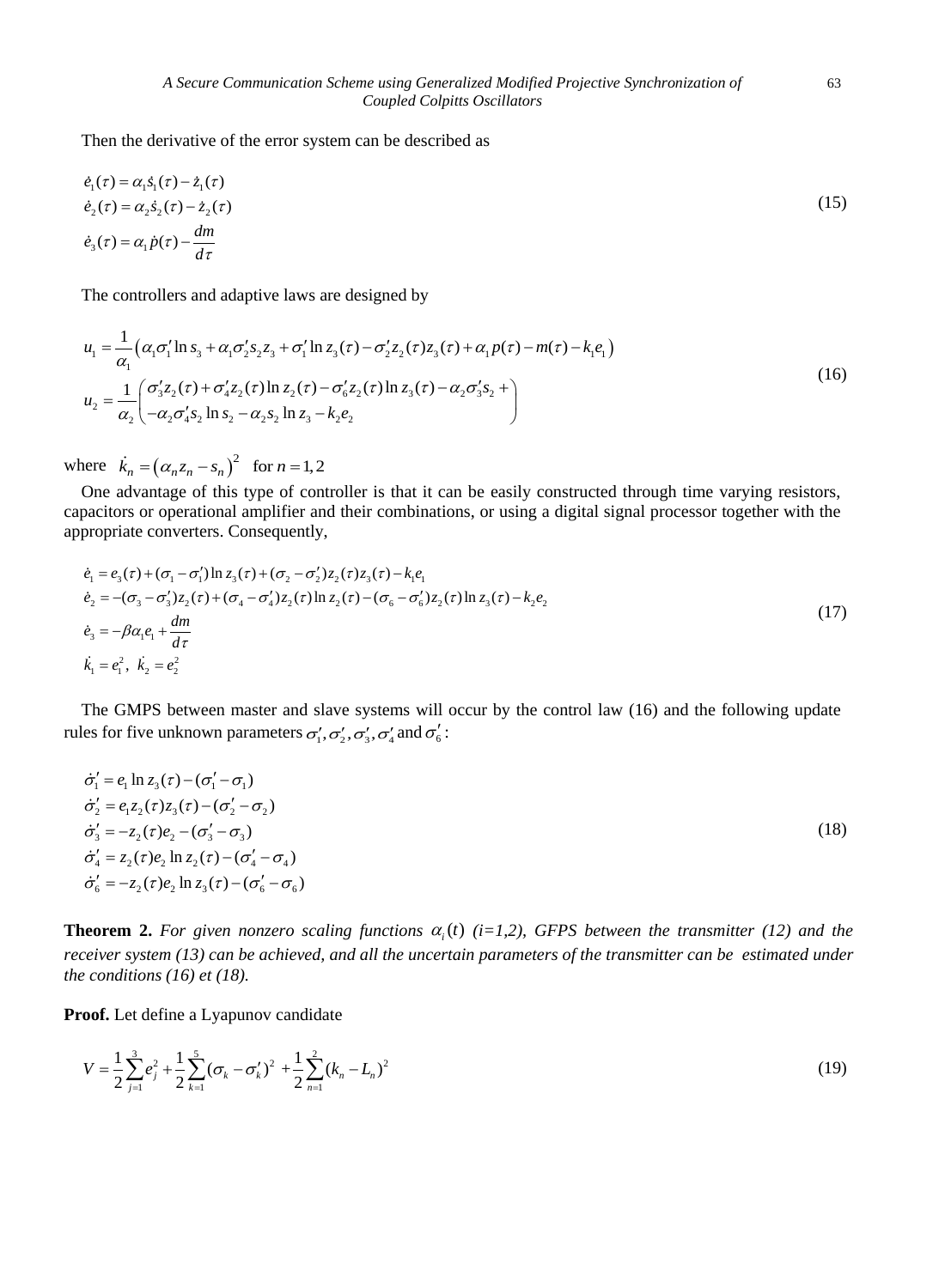Then the derivative of the error system can be described as

$$
\begin{aligned}
\dot{e}_1(\tau) &= \alpha_1 \dot{s}_1(\tau) - \dot{z}_1(\tau) \\
\dot{e}_2(\tau) &= \alpha_2 \dot{s}_2(\tau) - \dot{z}_2(\tau) \\
\dot{e}_3(\tau) &= \alpha_1 \dot{p}(\tau) - \frac{dm}{d\tau}
\end{aligned}
\tag{15}
$$

The controllers and adaptive laws are designed by

$$
\begin{aligned}
u_1 &= \frac{1}{\alpha_1}\left(\alpha_1 \sigma_1' \ln s_3 + \alpha_1 \sigma_2' s_2 z_3 + \sigma_1' \ln z_3(\tau) - \sigma_2' z_2(\tau) z_3(\tau) + \alpha_1 p(\tau) - m(\tau) - k_1 e_1\right) \\
u_2 &= \frac{1}{\alpha_2}\begin{pmatrix} \sigma_3' z_2(\tau) + \sigma_4' z_2(\tau) \ln z_2(\tau) - \sigma_6' z_2(\tau) \ln z_3(\tau) - \alpha_2 \sigma_3' s_2 + \\ -\alpha_2 \sigma_4' s_2 \ln s_2 - \alpha_2 s_2 \ln z_3 - k_2 e_2 \end{pmatrix}
\end{aligned}
\tag{16}
$$

where $\dot{k}_n = \left(\alpha_n z_n - s_n\right)^2$ for $n = 1, 2$

One advantage of this type of controller is that it can be easily constructed through time varying resistors, capacitors or operational amplifier and their combinations, or using a digital signal processor together with the appropriate converters. Consequently,

$$
\begin{aligned}
\dot{e}_1 &= e_3(\tau) + (\sigma_1 - \sigma_1') \ln z_3(\tau) + (\sigma_2 - \sigma_2') z_2(\tau) z_3(\tau) - k_1 e_1 \\
\dot{e}_2 &= -(\sigma_3 - \sigma_3') z_2(\tau) + (\sigma_4 - \sigma_4') z_2(\tau) \ln z_2(\tau) - (\sigma_6 - \sigma_6') z_2(\tau) \ln z_3(\tau) - k_2 e_2 \\
\dot{e}_3 &= -\beta \alpha_1 e_1 + \frac{dm}{d\tau} \\
\dot{k}_1 &= e_1^2, \ \dot{k}_2 = e_2^2
\end{aligned}
\tag{17}
$$

The GMPS between master and slave systems will occur by the control law (16) and the following update rules for five unknown parameters $\sigma_1', \sigma_2', \sigma_3', \sigma_4'$ and $\sigma_6'$:

$$
\begin{aligned}
\dot{\sigma}_1' &= e_1 \ln z_3(\tau) - (\sigma_1' - \sigma_1) \\
\dot{\sigma}_2' &= e_1 z_2(\tau) z_3(\tau) - (\sigma_2' - \sigma_2) \\
\dot{\sigma}_3' &= -z_2(\tau) e_2 - (\sigma_3' - \sigma_3) \\
\dot{\sigma}_4' &= z_2(\tau) e_2 \ln z_2(\tau) - (\sigma_4' - \sigma_4) \\
\dot{\sigma}_6' &= -z_2(\tau) e_2 \ln z_3(\tau) - (\sigma_6' - \sigma_6)
\end{aligned}
\tag{18}
$$

**Theorem 2.** *For given nonzero scaling functions $\alpha_i(t)$ (i=1,2), GFPS between the transmitter (12) and the receiver system (13) can be achieved, and all the uncertain parameters of the transmitter can be estimated under the conditions (16) et (18).*

**Proof.** Let define a Lyapunov candidate

$$
V = \frac{1}{2}\sum_{j=1}^{3} e_j^2 + \frac{1}{2}\sum_{k=1}^{5} (\sigma_k - \sigma_k')^2 + \frac{1}{2}\sum_{n=1}^{2} (k_n - L_n)^2
\tag{19}
$$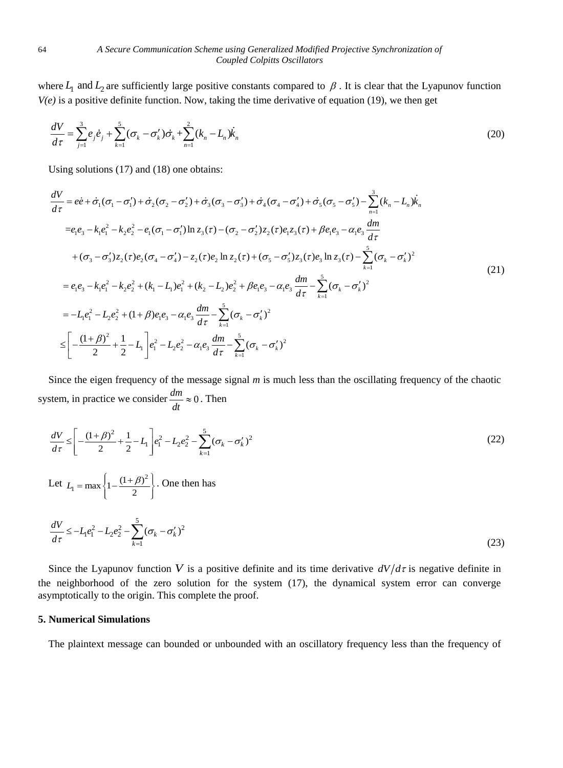where $L_1$ and $L_2$ are sufficiently large positive constants compared to $\beta$ . It is clear that the Lyapunov function *V(e)* is a positive definite function. Now, taking the time derivative of equation (19), we then get

$$\frac{dV}{d\tau} = \sum_{j=1}^{3} e_j \dot{e}_j + \sum_{k=1}^{5} (\sigma_k - \sigma_k')\dot{\sigma}_k + \sum_{n=1}^{2} (k_n - L_n)\dot{k}_n \tag{20}$$

Using solutions (17) and (18) one obtains:

$$\begin{aligned}
\frac{dV}{d\tau} &= e\dot{e} + \dot{\sigma}_1(\sigma_1 - \sigma_1') + \dot{\sigma}_2(\sigma_2 - \sigma_2') + \dot{\sigma}_3(\sigma_3 - \sigma_3') + \dot{\sigma}_4(\sigma_4 - \sigma_4') + \dot{\sigma}_5(\sigma_5 - \sigma_5') - \sum_{n=1}^{3}(k_n - L_n)\dot{k}_n \\
&= e_1 e_3 - k_1 e_1^2 - k_2 e_2^2 - e_1(\sigma_1 - \sigma_1')\ln z_3(\tau) - (\sigma_2 - \sigma_2') z_2(\tau) e_1 z_3(\tau) + \beta e_1 e_3 - \alpha_1 e_3 \frac{dm}{d\tau} \\
&\quad + (\sigma_3 - \sigma_3') z_2(\tau) e_2 (\sigma_4 - \sigma_4') - z_2(\tau) e_2 \ln z_2(\tau) + (\sigma_5 - \sigma_5') z_3(\tau) e_3 \ln z_3(\tau) - \sum_{k=1}^{5}(\sigma_k - \sigma_k')^2 \\
&= e_1 e_3 - k_1 e_1^2 - k_2 e_2^2 + (k_1 - L_1) e_1^2 + (k_2 - L_2) e_2^2 + \beta e_1 e_3 - \alpha_1 e_3 \frac{dm}{d\tau} - \sum_{k=1}^{5}(\sigma_k - \sigma_k')^2 \\
&= -L_1 e_1^2 - L_2 e_2^2 + (1+\beta) e_1 e_3 - \alpha_1 e_3 \frac{dm}{d\tau} - \sum_{k=1}^{5}(\sigma_k - \sigma_k')^2 \\
&\leq \left[ -\frac{(1+\beta)^2}{2} + \frac{1}{2} - L_1 \right] e_1^2 - L_2 e_2^2 - \alpha_1 e_3 \frac{dm}{d\tau} - \sum_{k=1}^{5}(\sigma_k - \sigma_k')^2
\end{aligned} \tag{21}$$

Since the eigen frequency of the message signal *m* is much less than the oscillating frequency of the chaotic system, in practice we consider $\frac{dm}{dt} \approx 0$ . Then

$$\frac{dV}{d\tau} \leq \left[ -\frac{(1+\beta)^2}{2} + \frac{1}{2} - L_1 \right] e_1^2 - L_2 e_2^2 - \sum_{k=1}^{5}(\sigma_k - \sigma_k')^2 \tag{22}$$

Let $L_1 = \max\left\{ 1 - \frac{(1+\beta)^2}{2} \right\}$. One then has

$$\frac{dV}{d\tau} \leq -L_1 e_1^2 - L_2 e_2^2 - \sum_{k=1}^{5}(\sigma_k - \sigma_k')^2 \tag{23}$$

Since the Lyapunov function $V$ is a positive definite and its time derivative $dV/d\tau$ is negative definite in the neighborhood of the zero solution for the system (17), the dynamical system error can converge asymptotically to the origin. This complete the proof.

## 5. Numerical Simulations

The plaintext message can bounded or unbounded with an oscillatory frequency less than the frequency of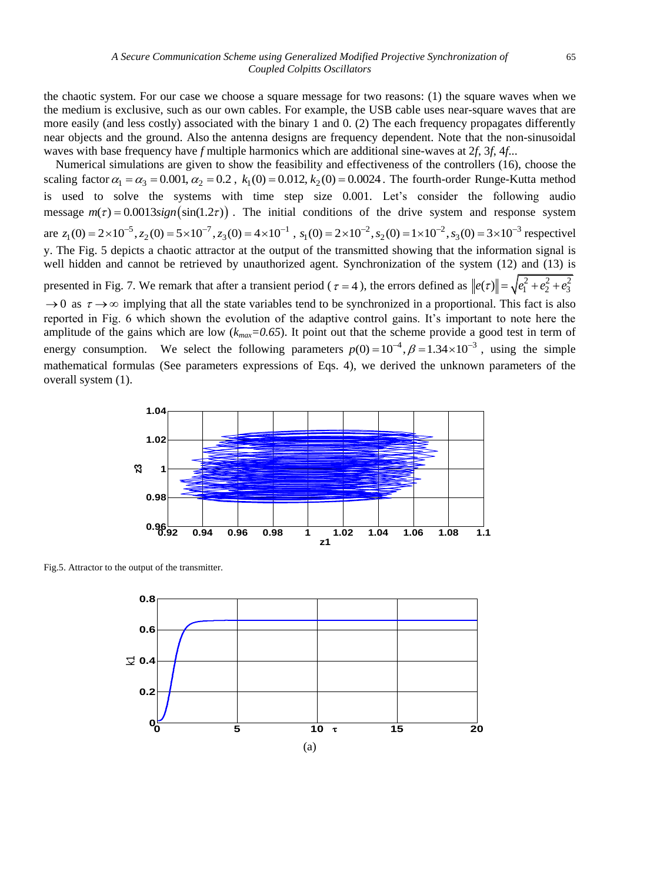the chaotic system. For our case we choose a square message for two reasons: (1) the square waves when we the medium is exclusive, such as our own cables. For example, the USB cable uses near-square waves that are more easily (and less costly) associated with the binary 1 and 0. (2) The each frequency propagates differently near objects and the ground. Also the antenna designs are frequency dependent. Note that the non-sinusoidal waves with base frequency have *f* multiple harmonics which are additional sine-waves at 2*f*, 3*f*, 4*f*...

Numerical simulations are given to show the feasibility and effectiveness of the controllers (16), choose the scaling factor $\alpha_1 = \alpha_3 = 0.001, \alpha_2 = 0.2$, $k_1(0) = 0.012, k_2(0) = 0.0024$. The fourth-order Runge-Kutta method is used to solve the systems with time step size 0.001. Let's consider the following audio message $m(\tau) = 0.0013 sign(\sin(1.2\tau))$. The initial conditions of the drive system and response system are $z_1(0) = 2\times10^{-5}, z_2(0) = 5\times10^{-7}, z_3(0) = 4\times10^{-1}$, $s_1(0) = 2\times10^{-2}, s_2(0) = 1\times10^{-2}, s_3(0) = 3\times10^{-3}$ respectively. The Fig. 5 depicts a chaotic attractor at the output of the transmitted showing that the information signal is well hidden and cannot be retrieved by unauthorized agent. Synchronization of the system (12) and (13) is presented in Fig. 7. We remark that after a transient period ($\tau = 4$), the errors defined as $\|e(\tau)\| = \sqrt{e_1^2 + e_2^2 + e_3^2}$ $\to 0$ as $\tau \to \infty$ implying that all the state variables tend to be synchronized in a proportional. This fact is also reported in Fig. 6 which shown the evolution of the adaptive control gains. It's important to note here the amplitude of the gains which are low (*$k_{max}$=0.65*). It point out that the scheme provide a good test in term of energy consumption. We select the following parameters $p(0) = 10^{-4}, \beta = 1.34\times10^{-3}$, using the simple mathematical formulas (See parameters expressions of Eqs. 4), we derived the unknown parameters of the overall system (1).

Fig.5. Attractor to the output of the transmitter.

(a)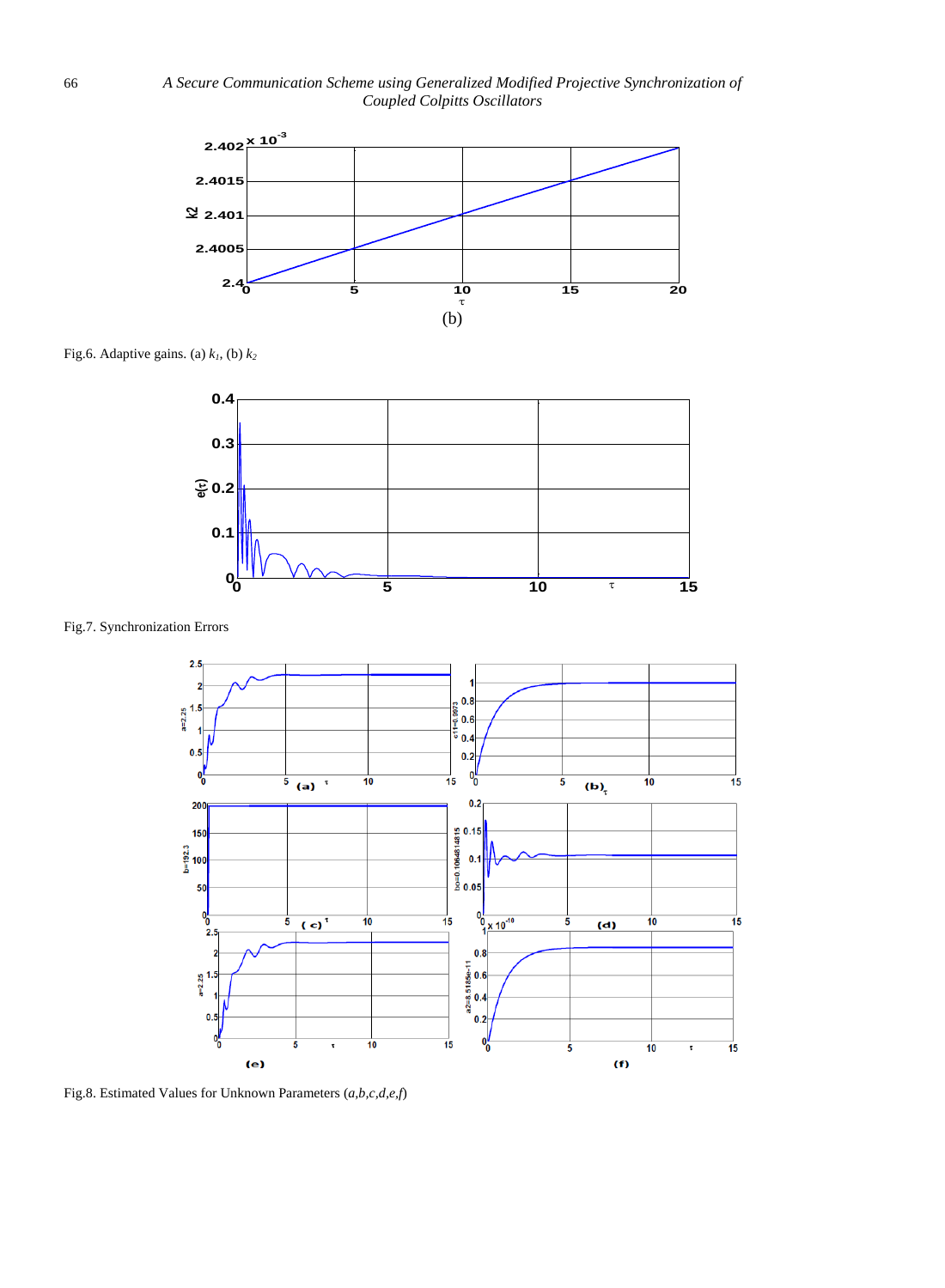(b)

Fig.6. Adaptive gains. (a) $k_1$, (b) $k_2$

Fig.7. Synchronization Errors

Fig.8. Estimated Values for Unknown Parameters (*a*,*b*,*c*,*d*,*e*,*f*)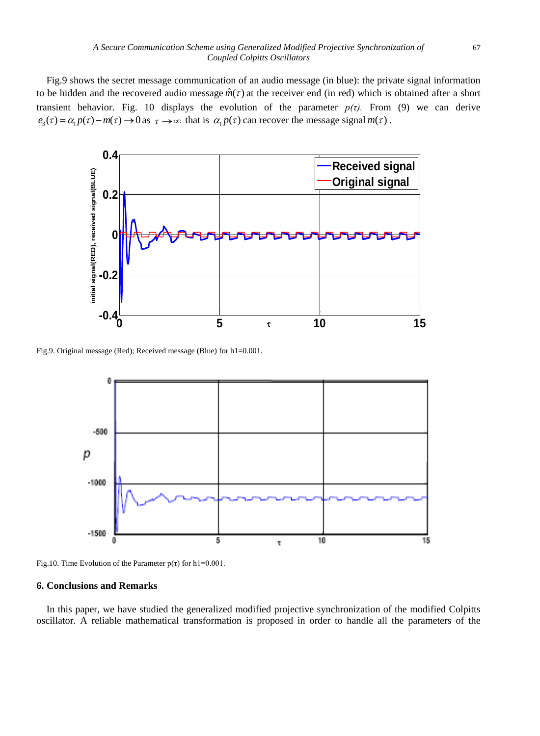Fig.9 shows the secret message communication of an audio message (in blue): the private signal information to be hidden and the recovered audio message $\hat{m}(\tau)$ at the receiver end (in red) which is obtained after a short transient behavior. Fig. 10 displays the evolution of the parameter $p(\tau)$. From (9) we can derive $e_3(\tau) = \alpha_1 p(\tau) - m(\tau) \to 0$ as $\tau \to \infty$ that is $\alpha_1 p(\tau)$ can recover the message signal $m(\tau)$.

Fig.9. Original message (Red); Received message (Blue) for h1=0.001.

Fig.10. Time Evolution of the Parameter p(τ) for h1=0.001.

## 6. Conclusions and Remarks

In this paper, we have studied the generalized modified projective synchronization of the modified Colpitts oscillator. A reliable mathematical transformation is proposed in order to handle all the parameters of the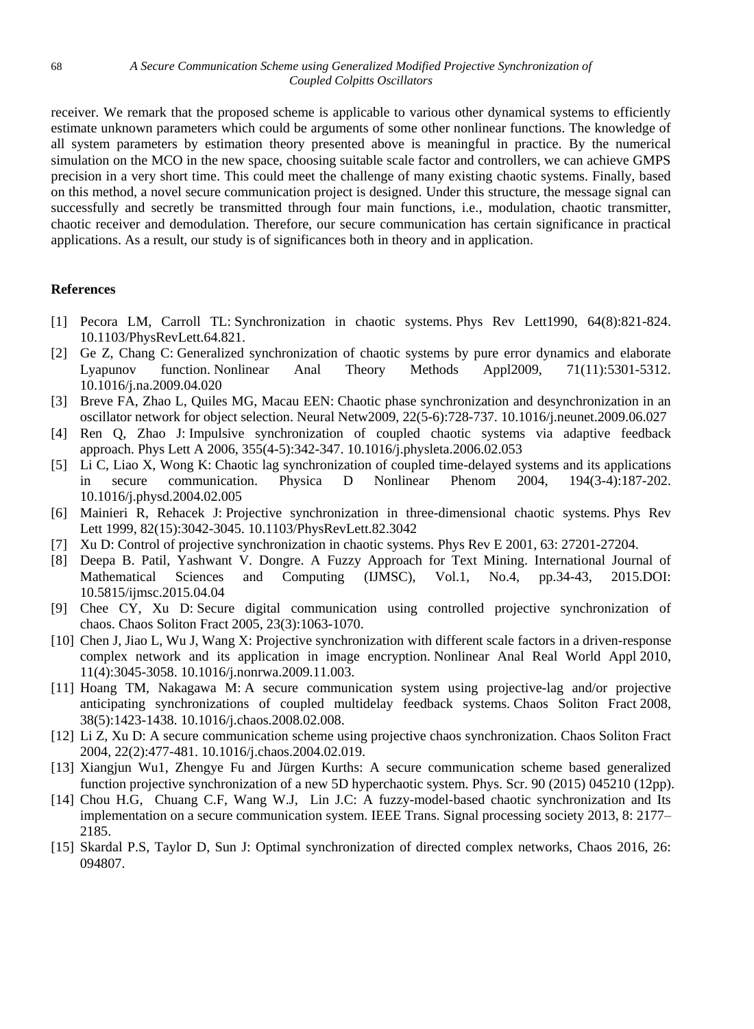receiver. We remark that the proposed scheme is applicable to various other dynamical systems to efficiently estimate unknown parameters which could be arguments of some other nonlinear functions. The knowledge of all system parameters by estimation theory presented above is meaningful in practice. By the numerical simulation on the MCO in the new space, choosing suitable scale factor and controllers, we can achieve GMPS precision in a very short time. This could meet the challenge of many existing chaotic systems. Finally, based on this method, a novel secure communication project is designed. Under this structure, the message signal can successfully and secretly be transmitted through four main functions, i.e., modulation, chaotic transmitter, chaotic receiver and demodulation. Therefore, our secure communication has certain significance in practical applications. As a result, our study is of significances both in theory and in application.

## References

[1] Pecora LM, Carroll TL: Synchronization in chaotic systems. Phys Rev Lett1990, 64(8):821-824. 10.1103/PhysRevLett.64.821.

[2] Ge Z, Chang C: Generalized synchronization of chaotic systems by pure error dynamics and elaborate Lyapunov function. Nonlinear Anal Theory Methods Appl2009, 71(11):5301-5312. 10.1016/j.na.2009.04.020

[3] Breve FA, Zhao L, Quiles MG, Macau EEN: Chaotic phase synchronization and desynchronization in an oscillator network for object selection. Neural Netw2009, 22(5-6):728-737. 10.1016/j.neunet.2009.06.027

[4] Ren Q, Zhao J: Impulsive synchronization of coupled chaotic systems via adaptive feedback approach. Phys Lett A 2006, 355(4-5):342-347. 10.1016/j.physleta.2006.02.053

[5] Li C, Liao X, Wong K: Chaotic lag synchronization of coupled time-delayed systems and its applications in secure communication. Physica D Nonlinear Phenom 2004, 194(3-4):187-202. 10.1016/j.physd.2004.02.005

[6] Mainieri R, Rehacek J: Projective synchronization in three-dimensional chaotic systems. Phys Rev Lett 1999, 82(15):3042-3045. 10.1103/PhysRevLett.82.3042

[7] Xu D: Control of projective synchronization in chaotic systems. Phys Rev E 2001, 63: 27201-27204.

[8] Deepa B. Patil, Yashwant V. Dongre. A Fuzzy Approach for Text Mining. International Journal of Mathematical Sciences and Computing (IJMSC), Vol.1, No.4, pp.34-43, 2015.DOI: 10.5815/ijmsc.2015.04.04

[9] Chee CY, Xu D: Secure digital communication using controlled projective synchronization of chaos. Chaos Soliton Fract 2005, 23(3):1063-1070.

[10] Chen J, Jiao L, Wu J, Wang X: Projective synchronization with different scale factors in a driven-response complex network and its application in image encryption. Nonlinear Anal Real World Appl 2010, 11(4):3045-3058. 10.1016/j.nonrwa.2009.11.003.

[11] Hoang TM, Nakagawa M: A secure communication system using projective-lag and/or projective anticipating synchronizations of coupled multidelay feedback systems. Chaos Soliton Fract 2008, 38(5):1423-1438. 10.1016/j.chaos.2008.02.008.

[12] Li Z, Xu D: A secure communication scheme using projective chaos synchronization. Chaos Soliton Fract 2004, 22(2):477-481. 10.1016/j.chaos.2004.02.019.

[13] Xiangjun Wu1, Zhengye Fu and Jürgen Kurths: A secure communication scheme based generalized function projective synchronization of a new 5D hyperchaotic system. Phys. Scr. 90 (2015) 045210 (12pp).

[14] Chou H.G, Chuang C.F, Wang W.J, Lin J.C: A fuzzy-model-based chaotic synchronization and Its implementation on a secure communication system. IEEE Trans. Signal processing society 2013, 8: 2177–2185.

[15] Skardal P.S, Taylor D, Sun J: Optimal synchronization of directed complex networks, Chaos 2016, 26: 094807.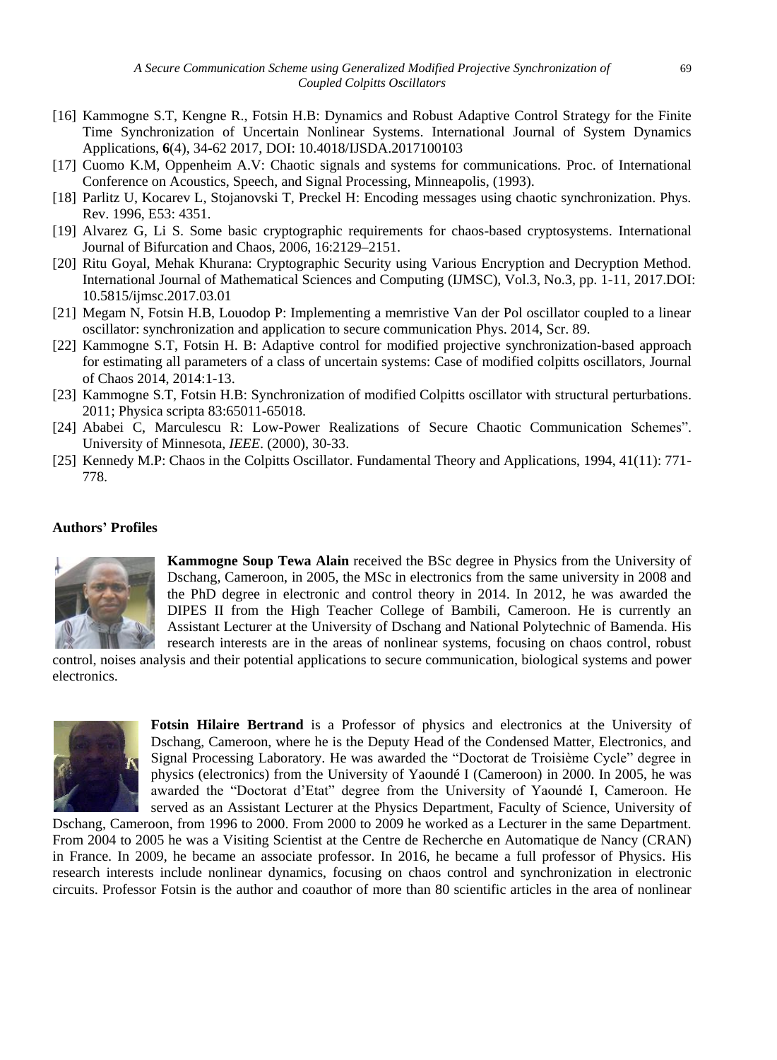[16] Kammogne S.T, Kengne R., Fotsin H.B: Dynamics and Robust Adaptive Control Strategy for the Finite Time Synchronization of Uncertain Nonlinear Systems. International Journal of System Dynamics Applications, **6**(4), 34-62 2017, DOI: 10.4018/IJSDA.2017100103

[17] Cuomo K.M, Oppenheim A.V: Chaotic signals and systems for communications. Proc. of International Conference on Acoustics, Speech, and Signal Processing, Minneapolis, (1993).

[18] Parlitz U, Kocarev L, Stojanovski T, Preckel H: Encoding messages using chaotic synchronization. Phys. Rev. 1996, E53: 4351.

[19] Alvarez G, Li S. Some basic cryptographic requirements for chaos-based cryptosystems. International Journal of Bifurcation and Chaos, 2006, 16:2129–2151.

[20] Ritu Goyal, Mehak Khurana: Cryptographic Security using Various Encryption and Decryption Method. International Journal of Mathematical Sciences and Computing (IJMSC), Vol.3, No.3, pp. 1-11, 2017.DOI: 10.5815/ijmsc.2017.03.01

[21] Megam N, Fotsin H.B, Louodop P: Implementing a memristive Van der Pol oscillator coupled to a linear oscillator: synchronization and application to secure communication Phys. 2014, Scr. 89.

[22] Kammogne S.T, Fotsin H. B: Adaptive control for modified projective synchronization-based approach for estimating all parameters of a class of uncertain systems: Case of modified colpitts oscillators, Journal of Chaos 2014, 2014:1-13.

[23] Kammogne S.T, Fotsin H.B: Synchronization of modified Colpitts oscillator with structural perturbations. 2011; Physica scripta 83:65011-65018.

[24] Ababei C, Marculescu R: Low-Power Realizations of Secure Chaotic Communication Schemes". University of Minnesota, *IEEE*. (2000), 30-33.

[25] Kennedy M.P: Chaos in the Colpitts Oscillator. Fundamental Theory and Applications, 1994, 41(11): 771-778.

**Authors' Profiles**

**Kammogne Soup Tewa Alain** received the BSc degree in Physics from the University of Dschang, Cameroon, in 2005, the MSc in electronics from the same university in 2008 and the PhD degree in electronic and control theory in 2014. In 2012, he was awarded the DIPES II from the High Teacher College of Bambili, Cameroon. He is currently an Assistant Lecturer at the University of Dschang and National Polytechnic of Bamenda. His research interests are in the areas of nonlinear systems, focusing on chaos control, robust control, noises analysis and their potential applications to secure communication, biological systems and power electronics.

**Fotsin Hilaire Bertrand** is a Professor of physics and electronics at the University of Dschang, Cameroon, where he is the Deputy Head of the Condensed Matter, Electronics, and Signal Processing Laboratory. He was awarded the "Doctorat de Troisième Cycle" degree in physics (electronics) from the University of Yaoundé I (Cameroon) in 2000. In 2005, he was awarded the "Doctorat d'Etat" degree from the University of Yaoundé I, Cameroon. He served as an Assistant Lecturer at the Physics Department, Faculty of Science, University of Dschang, Cameroon, from 1996 to 2000. From 2000 to 2009 he worked as a Lecturer in the same Department. From 2004 to 2005 he was a Visiting Scientist at the Centre de Recherche en Automatique de Nancy (CRAN) in France. In 2009, he became an associate professor. In 2016, he became a full professor of Physics. His research interests include nonlinear dynamics, focusing on chaos control and synchronization in electronic circuits. Professor Fotsin is the author and coauthor of more than 80 scientific articles in the area of nonlinear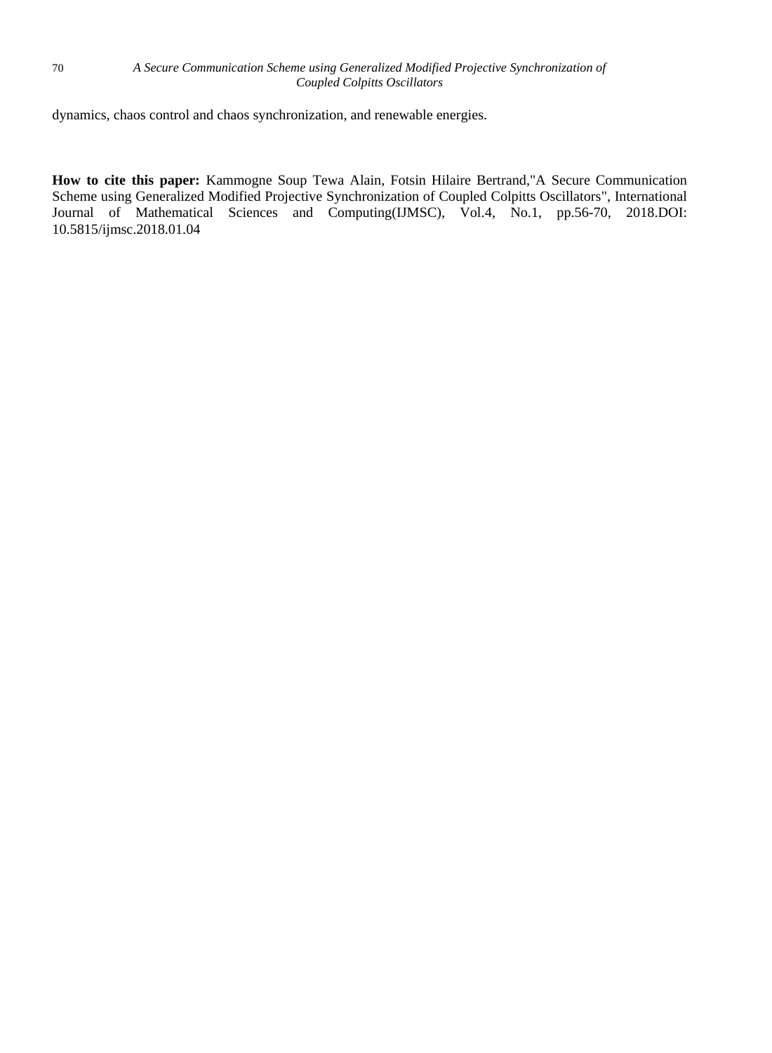dynamics, chaos control and chaos synchronization, and renewable energies.

**How to cite this paper:** Kammogne Soup Tewa Alain, Fotsin Hilaire Bertrand,"A Secure Communication Scheme using Generalized Modified Projective Synchronization of Coupled Colpitts Oscillators", International Journal of Mathematical Sciences and Computing(IJMSC), Vol.4, No.1, pp.56-70, 2018.DOI: 10.5815/ijmsc.2018.01.04